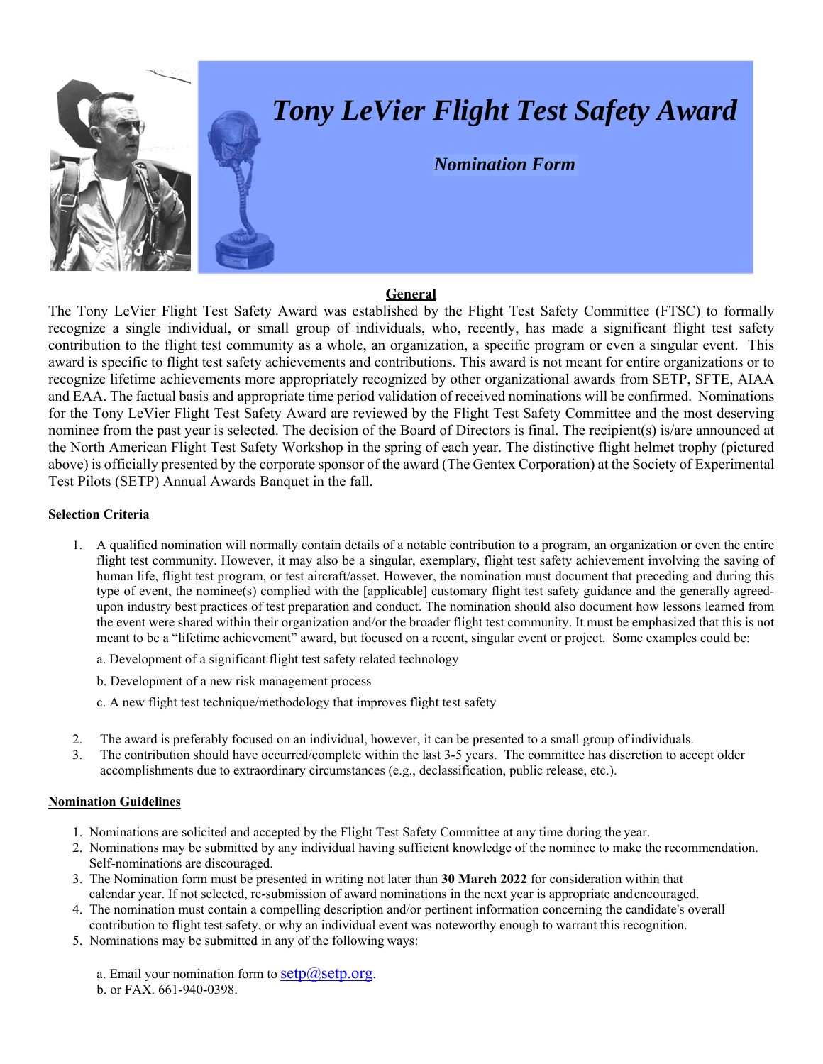# *Tony LeVier Flight Test Safety Award*

## *Nomination Form*

## General

The Tony LeVier Flight Test Safety Award was established by the Flight Test Safety Committee (FTSC) to formally recognize a single individual, or small group of individuals, who, recently, has made a significant flight test safety contribution to the flight test community as a whole, an organization, a specific program or even a singular event. This award is specific to flight test safety achievements and contributions. This award is not meant for entire organizations or to recognize lifetime achievements more appropriately recognized by other organizational awards from SETP, SFTE, AIAA and EAA. The factual basis and appropriate time period validation of received nominations will be confirmed. Nominations for the Tony LeVier Flight Test Safety Award are reviewed by the Flight Test Safety Committee and the most deserving nominee from the past year is selected. The decision of the Board of Directors is final. The recipient(s) is/are announced at the North American Flight Test Safety Workshop in the spring of each year. The distinctive flight helmet trophy (pictured above) is officially presented by the corporate sponsor of the award (The Gentex Corporation) at the Society of Experimental Test Pilots (SETP) Annual Awards Banquet in the fall.

### Selection Criteria

1. A qualified nomination will normally contain details of a notable contribution to a program, an organization or even the entire flight test community. However, it may also be a singular, exemplary, flight test safety achievement involving the saving of human life, flight test program, or test aircraft/asset. However, the nomination must document that preceding and during this type of event, the nominee(s) complied with the [applicable] customary flight test safety guidance and the generally agreed-upon industry best practices of test preparation and conduct. The nomination should also document how lessons learned from the event were shared within their organization and/or the broader flight test community. It must be emphasized that this is not meant to be a "lifetime achievement" award, but focused on a recent, singular event or project. Some examples could be:

   a. Development of a significant flight test safety related technology

   b. Development of a new risk management process

   c. A new flight test technique/methodology that improves flight test safety

2. The award is preferably focused on an individual, however, it can be presented to a small group of individuals.
3. The contribution should have occurred/complete within the last 3-5 years. The committee has discretion to accept older accomplishments due to extraordinary circumstances (e.g., declassification, public release, etc.).

### Nomination Guidelines

1. Nominations are solicited and accepted by the Flight Test Safety Committee at any time during the year.
2. Nominations may be submitted by any individual having sufficient knowledge of the nominee to make the recommendation. Self-nominations are discouraged.
3. The Nomination form must be presented in writing not later than **30 March 2022** for consideration within that calendar year. If not selected, re-submission of award nominations in the next year is appropriate and encouraged.
4. The nomination must contain a compelling description and/or pertinent information concerning the candidate's overall contribution to flight test safety, or why an individual event was noteworthy enough to warrant this recognition.
5. Nominations may be submitted in any of the following ways:

   a. Email your nomination form to setp@setp.org.
   b. or FAX. 661-940-0398.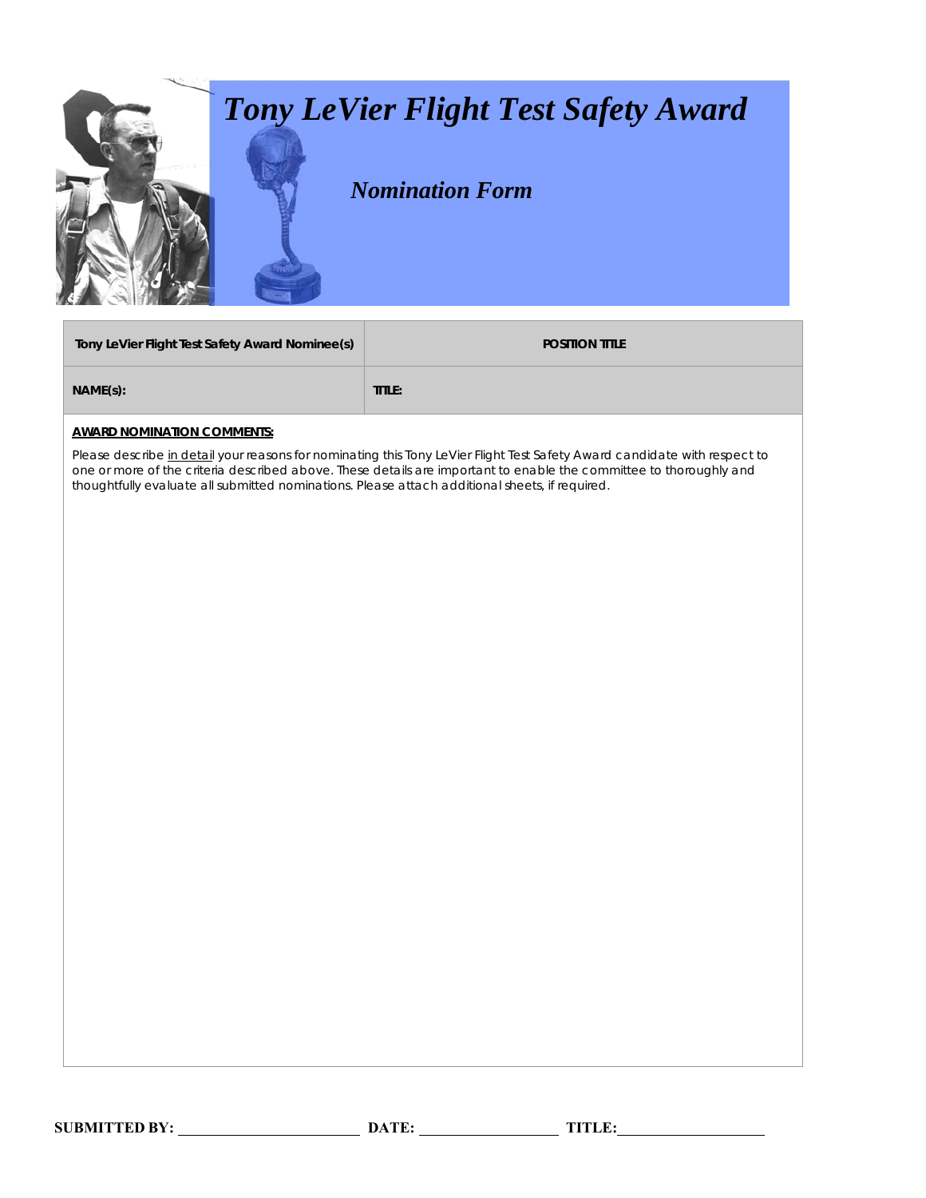# *Tony LeVier Flight Test Safety Award*

## *Nomination Form*

| Tony LeVier Flight Test Safety Award Nominee(s) | POSITION TITLE |
| --- | --- |
| NAME(s): | TITLE: |

**AWARD NOMINATION COMMENTS:**

Please describe in detail your reasons for nominating this Tony LeVier Flight Test Safety Award candidate with respect to one or more of the criteria described above. These details are important to enable the committee to thoroughly and thoughtfully evaluate all submitted nominations. Please attach additional sheets, if required.

**SUBMITTED BY:** ______________________ **DATE:** ________________ **TITLE:** __________________